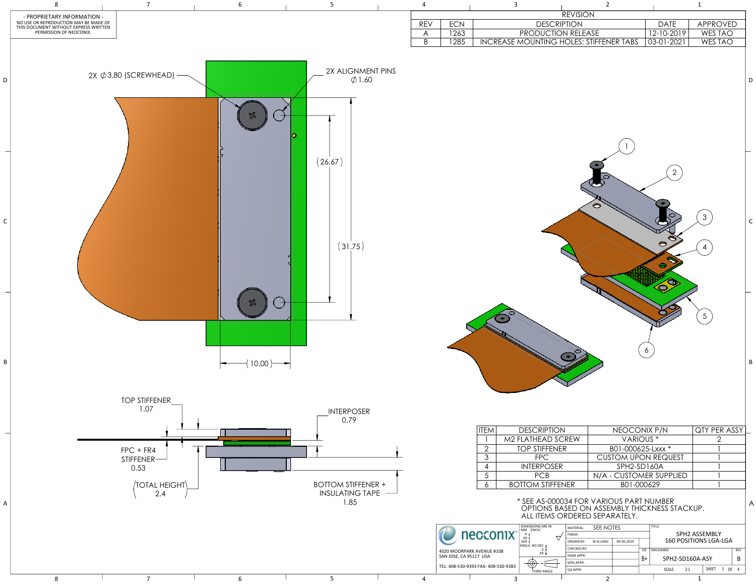- PROPRIETARY INFORMATION -
NO USE OR REPRODUCTION MAY BE MADE OF THIS DOCUMENT WITHOUT EXPRESS WRITTEN PERMISSION OF NEOCONIX.

| REVISION | | | | |
|---|---|---|---|---|
| REV | ECN | DESCRIPTION | DATE | APPROVED |
| A | 1263 | PRODUCTION RELEASE | 12-10-2019 | WES TAO |
| B | 1285 | INCREASE MOUNTING HOLES: STIFFENER TABS | 03-01-2021 | WES TAO |

2X ∅3.80 (SCREWHEAD)

2X ALIGNMENT PINS ∅1.60

(26.67)

(31.75)

(10.00)

TOP STIFFENER 1.07

INTERPOSER 0.79

FPC + FR4 STIFFENER 0.53

(TOTAL HEIGHT 2.4)

BOTTOM STIFFENER + INSULATING TAPE 1.85

| ITEM | DESCRIPTION | NEOCONIX P/N | QTY PER ASSY |
|---|---|---|---|
| 1 | M2 FLATHEAD SCREW | VARIOUS * | 2 |
| 2 | TOP STIFFENER | B01-000625-Lxxx * | 1 |
| 3 | FPC | CUSTOM UPON REQUEST | 1 |
| 4 | INTERPOSER | SPH2-SD160A | 1 |
| 5 | PCB | N/A - CUSTOMER SUPPLIED | 1 |
| 6 | BOTTOM STIFFENER | B01-000629 | 1 |

\* SEE AS-000034 FOR VARIOUS PART NUMBER OPTIONS BASED ON ASSEMBLY THICKNESS STACKUP. ALL ITEMS ORDERED SEPARATELY.

neoconix
4020 MOORPARK AVENUE #108
SAN JOSE, CA 95117 USA
TEL: 408-530-9393 FAX: 408-530-9383

DIMENSIONS ARE IN MM [INCH]
THIRD ANGLE

MATERIAL: SEE NOTES
FINISH:
DRAWN BY: W.B.LONG 09-30-2019
CHECKED BY:
ENGR APPR:
MFG APPR:
QA APPR:

TITLE: SPH2 ASSEMBLY 160 POSITIONS LGA-LGA
SIZE: B+
DWG NUMBER: SPH2-SD160A-ASY
REV: B
SCALE: 2:1
SHEET 1 OF 4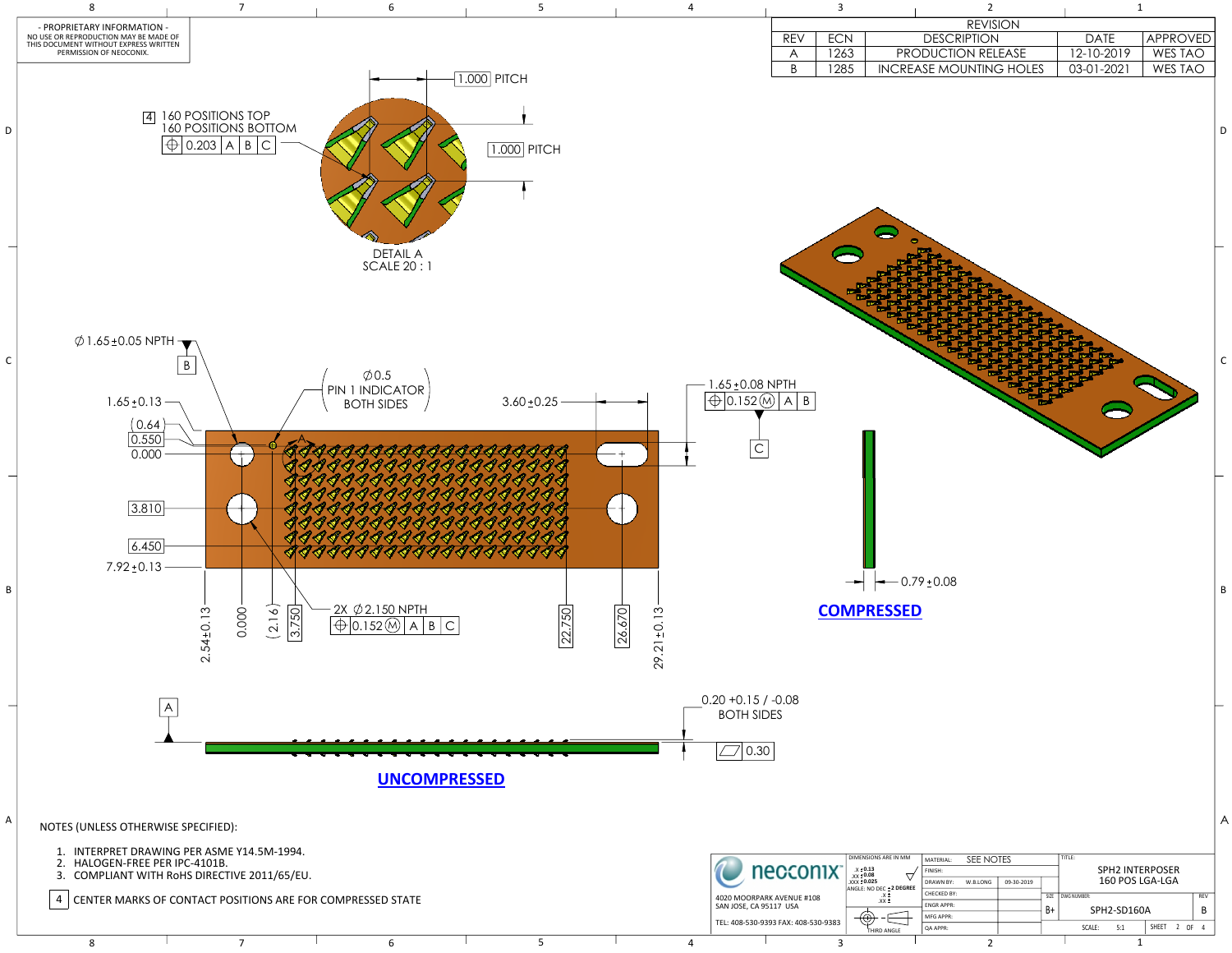- PROPRIETARY INFORMATION -
NO USE OR REPRODUCTION MAY BE MADE OF THIS DOCUMENT WITHOUT EXPRESS WRITTEN PERMISSION OF NEOCONIX.

| REVISION | | | | |
|---|---|---|---|---|
| REV | ECN | DESCRIPTION | DATE | APPROVED |
| A | 1263 | PRODUCTION RELEASE | 12-10-2019 | WES TAO |
| B | 1285 | INCREASE MOUNTING HOLES | 03-01-2021 | WES TAO |

4 160 POSITIONS TOP
160 POSITIONS BOTTOM
⌖ 0.203 | A | B | C

1.000 PITCH

1.000 PITCH

DETAIL A
SCALE 20 : 1

∅1.65±0.05 NPTH
B

∅0.5
PIN 1 INDICATOR
BOTH SIDES

1.65±0.13
(0.64)
0.550
0.000
3.810
6.450
7.92±0.13

3.60±0.25

1.65±0.08 NPTH
⌖ 0.152 Ⓜ | A | B
C

2X ∅2.150 NPTH
⌖ 0.152 Ⓜ | A | B | C

2.54±0.13
0.000
(2.16)
3.750
22.750
26.670
29.21±0.13

0.79±0.08

**COMPRESSED**

A

0.20 +0.15 / -0.08
BOTH SIDES

▱ 0.30

**UNCOMPRESSED**

NOTES (UNLESS OTHERWISE SPECIFIED):

1. INTERPRET DRAWING PER ASME Y14.5M-1994.
2. HALOGEN-FREE PER IPC-4101B.
3. COMPLIANT WITH RoHS DIRECTIVE 2011/65/EU.

4 CENTER MARKS OF CONTACT POSITIONS ARE FOR COMPRESSED STATE

neoconix
4020 MOORPARK AVENUE #108
SAN JOSE, CA 95117 USA
TEL: 408-530-9393 FAX: 408-530-9383

DIMENSIONS ARE IN MM
.X ±0.13
.XX ±0.08
.XXX ±0.025
ANGLE: NO DEC ±2 DEGREE
THIRD ANGLE

| | | |
|---|---|---|
| MATERIAL: | SEE NOTES | |
| FINISH: | | |
| DRAWN BY: | W.B.LONG | 09-30-2019 |
| CHECKED BY: | | |
| ENGR APPR: | | |
| MFG APPR: | | |
| QA APPR: | | |

TITLE: SPH2 INTERPOSER 160 POS LGA-LGA

SIZE: B+ | DWG NUMBER: SPH2-SD160A | REV: B

SCALE: 5:1 | SHEET 2 OF 4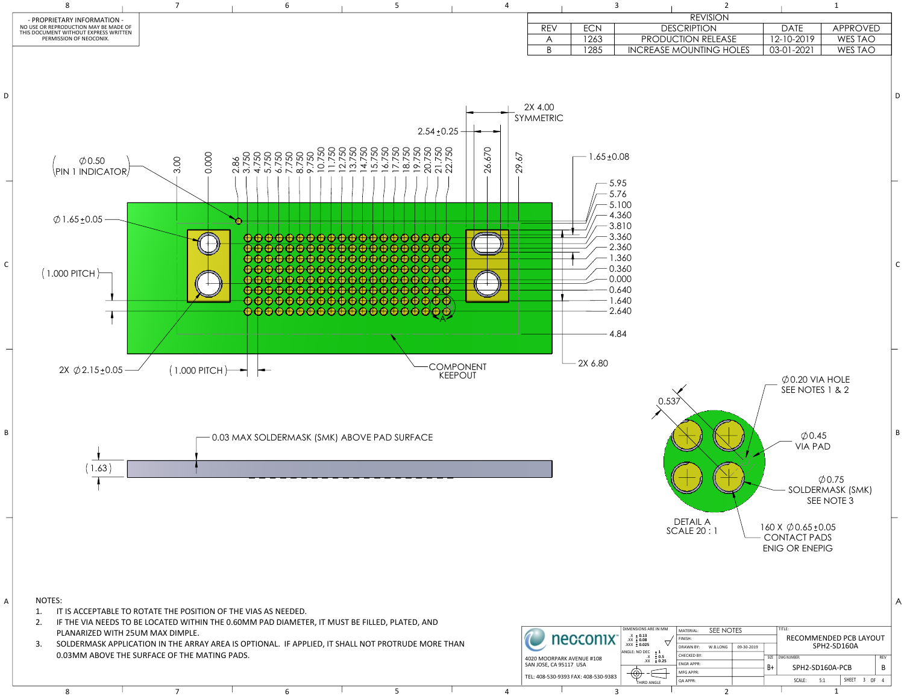- PROPRIETARY INFORMATION -
NO USE OR REPRODUCTION MAY BE MADE OF THIS DOCUMENT WITHOUT EXPRESS WRITTEN PERMISSION OF NEOCONIX.

| REVISION | | | | |
|---|---|---|---|---|
| REV | ECN | DESCRIPTION | DATE | APPROVED |
| A | 1263 | PRODUCTION RELEASE | 12-10-2019 | WES TAO |
| B | 1285 | INCREASE MOUNTING HOLES | 03-01-2021 | WES TAO |

2X 4.00 SYMMETRIC

2.54 ±0.25

∅0.50 (PIN 1 INDICATOR)

3.00, 0.000, 2.86, 3.750, 4.750, 5.750, 6.750, 7.750, 8.750, 9.750, 10.750, 11.750, 12.750, 13.750, 14.750, 15.750, 16.750, 17.750, 18.750, 19.750, 20.750, 21.750, 22.750, 26.670, 29.67

1.65 ±0.08

5.95, 5.76, 5.100, 4.360, 3.810, 3.360, 2.360, 1.360, 0.360, 0.000, 0.640, 1.640, 2.640, 4.84

∅1.65 ±0.05

(1.000 PITCH)

2X ∅2.15 ±0.05

(1.000 PITCH)

COMPONENT KEEPOUT

2X 6.80

A

0.03 MAX SOLDERMASK (SMK) ABOVE PAD SURFACE

(1.63)

0.537

∅0.20 VIA HOLE SEE NOTES 1 & 2

∅0.45 VIA PAD

∅0.75 SOLDERMASK (SMK) SEE NOTE 3

DETAIL A SCALE 20 : 1

160 X ∅0.65 ±0.05 CONTACT PADS ENIG OR ENEPIG

NOTES:

1. IT IS ACCEPTABLE TO ROTATE THE POSITION OF THE VIAS AS NEEDED.
2. IF THE VIA NEEDS TO BE LOCATED WITHIN THE 0.60MM PAD DIAMETER, IT MUST BE FILLED, PLATED, AND PLANARIZED WITH 25UM MAX DIMPLE.
3. SOLDERMASK APPLICATION IN THE ARRAY AREA IS OPTIONAL. IF APPLIED, IT SHALL NOT PROTRUDE MORE THAN 0.03MM ABOVE THE SURFACE OF THE MATING PADS.

neoconix
4020 MOORPARK AVENUE #108
SAN JOSE, CA 95117 USA
TEL: 408-530-9393 FAX: 408-530-9383

DIMENSIONS ARE IN MM
.X ± 0.13
.XX ± 0.08
.XXX ± 0.025
ANGLE: NO DEC ± 1
.X ± 0.5
.XX ± 0.25
THIRD ANGLE

| MATERIAL: | SEE NOTES | |
|---|---|---|
| FINISH: | | |
| DRAWN BY: | W.B.LONG | 09-30-2019 |
| CHECKED BY: | | |
| ENGR APPR: | | |
| MFG APPR: | | |
| QA APPR: | | |

TITLE: RECOMMENDED PCB LAYOUT SPH2-SD160A

SIZE: B+ | DWG NUMBER: SPH2-SD160A-PCB | REV: B

SCALE: 5:1 | SHEET 3 OF 4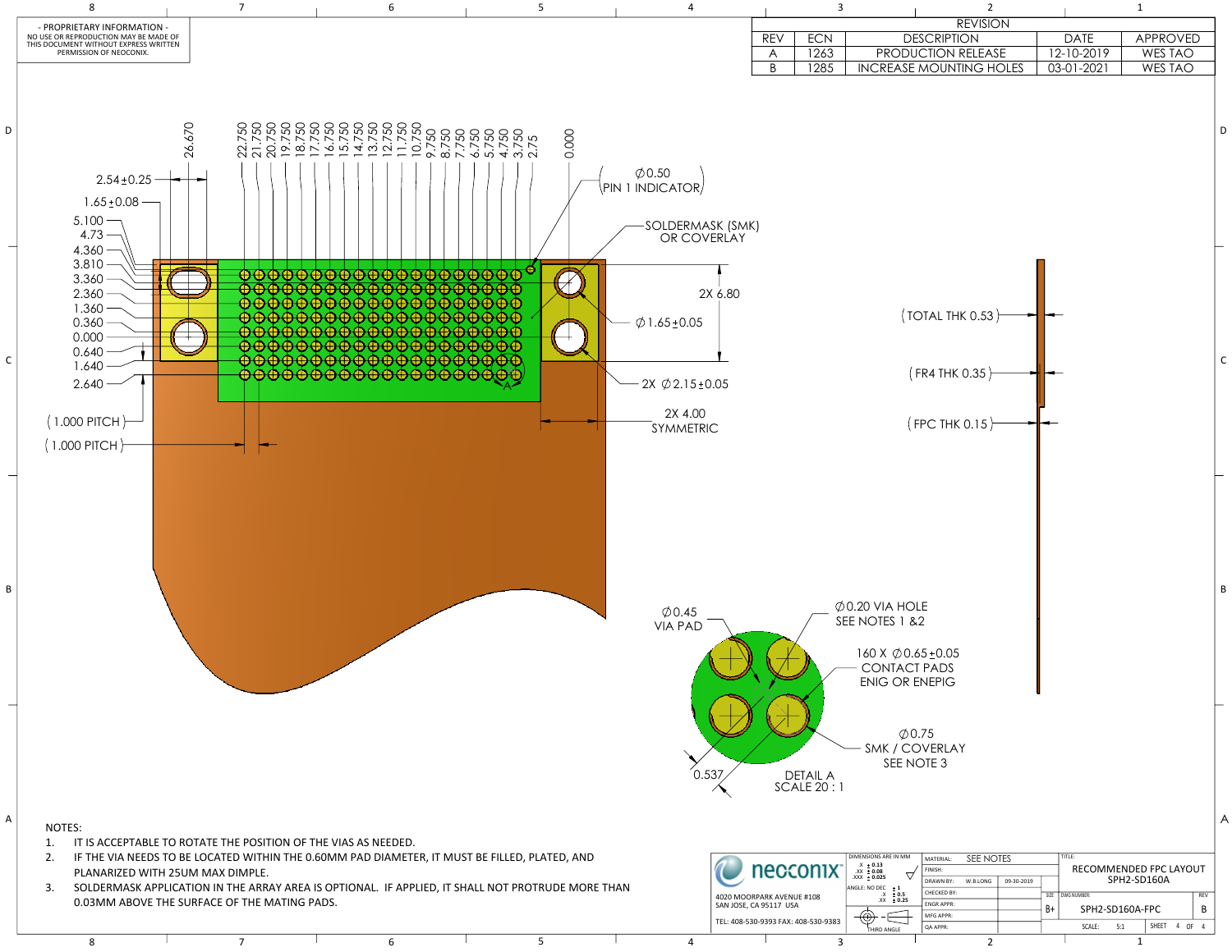- PROPRIETARY INFORMATION -
NO USE OR REPRODUCTION MAY BE MADE OF THIS DOCUMENT WITHOUT EXPRESS WRITTEN PERMISSION OF NEOCONIX.

| REVISION | | | | |
|---|---|---|---|---|
| REV | ECN | DESCRIPTION | DATE | APPROVED |
| A | 1263 | PRODUCTION RELEASE | 12-10-2019 | WES TAO |
| B | 1285 | INCREASE MOUNTING HOLES | 03-01-2021 | WES TAO |

26.670
22.750
21.750
20.750
19.750
18.750
17.750
16.750
15.750
14.750
13.750
12.750
11.750
10.750
9.750
8.750
7.750
6.750
5.750
4.750
3.750
2.75
0.000

2.54±0.25
1.65±0.08
5.100
4.73
4.360
3.810
3.360
2.360
1.360
0.360
0.000
0.640
1.640
2.640
(1.000 PITCH)
(1.000 PITCH)

∅0.50 (PIN 1 INDICATOR)
SOLDERMASK (SMK) OR COVERLAY
2X 6.80
∅1.65±0.05
2X ∅2.15±0.05
2X 4.00 SYMMETRIC
A

(TOTAL THK 0.53)
(FR4 THK 0.35)
(FPC THK 0.15)

∅0.45 VIA PAD
∅0.20 VIA HOLE SEE NOTES 1 &2
160 X ∅0.65±0.05 CONTACT PADS ENIG OR ENEPIG
∅0.75 SMK / COVERLAY SEE NOTE 3
0.537
DETAIL A
SCALE 20 : 1

NOTES:

1. IT IS ACCEPTABLE TO ROTATE THE POSITION OF THE VIAS AS NEEDED.
2. IF THE VIA NEEDS TO BE LOCATED WITHIN THE 0.60MM PAD DIAMETER, IT MUST BE FILLED, PLATED, AND PLANARIZED WITH 25UM MAX DIMPLE.
3. SOLDERMASK APPLICATION IN THE ARRAY AREA IS OPTIONAL. IF APPLIED, IT SHALL NOT PROTRUDE MORE THAN 0.03MM ABOVE THE SURFACE OF THE MATING PADS.

neoconix
4020 MOORPARK AVENUE #108
SAN JOSE, CA 95117 USA
TEL: 408-530-9393 FAX: 408-530-9383

DIMENSIONS ARE IN MM
.X ±0.13
.XX ±0.08
.XXX ±0.025
ANGLE: NO DEC ±1
.X ±0.5
.XX ±0.25
THIRD ANGLE

| | | |
|---|---|---|
| MATERIAL: | SEE NOTES | |
| FINISH: | | |
| DRAWN BY: | W.B.LONG | 09-30-2019 |
| CHECKED BY: | | |
| ENGR APPR: | | |
| MFG APPR: | | |
| QA APPR: | | |

TITLE: RECOMMENDED FPC LAYOUT SPH2-SD160A
SIZE: B+
DWG NUMBER: SPH2-SD160A-FPC
REV: B
SCALE: 5:1
SHEET 4 OF 4